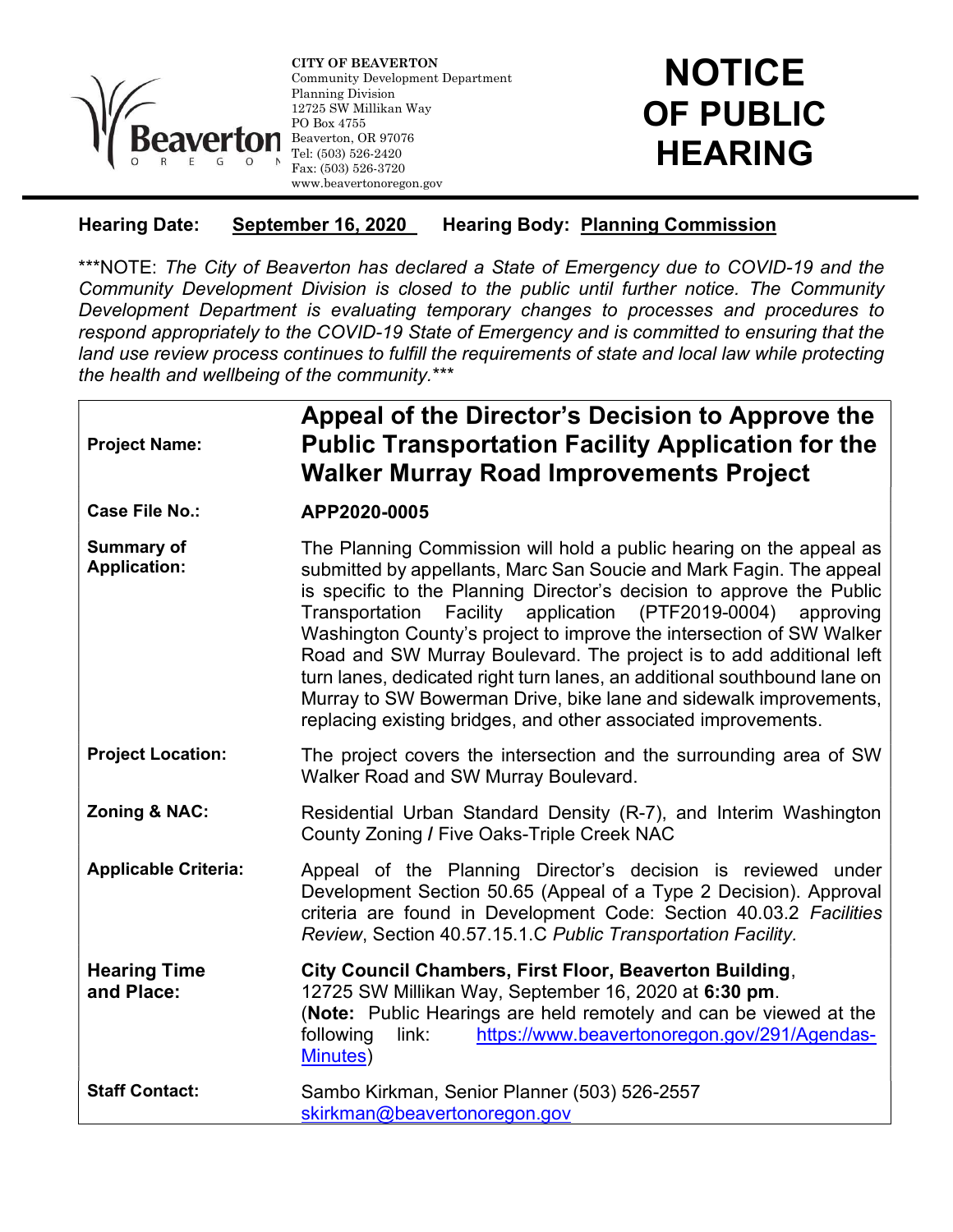CITY OF BEAVERTON
Community Development Department
Planning Division
12725 SW Millikan Way
PO Box 4755
Beaverton, OR 97076
Tel: (503) 526-2420
Fax: (503) 526-3720
www.beavertonoregon.gov

# NOTICE OF PUBLIC HEARING

**Hearing Date:** **September 16, 2020** **Hearing Body:** **Planning Commission**

***NOTE: *The City of Beaverton has declared a State of Emergency due to COVID-19 and the Community Development Division is closed to the public until further notice. The Community Development Department is evaluating temporary changes to processes and procedures to respond appropriately to the COVID-19 State of Emergency and is committed to ensuring that the land use review process continues to fulfill the requirements of state and local law while protecting the health and wellbeing of the community.****

| | |
|---|---|
| **Project Name:** | **Appeal of the Director's Decision to Approve the Public Transportation Facility Application for the Walker Murray Road Improvements Project** |
| **Case File No.:** | **APP2020-0005** |
| **Summary of Application:** | The Planning Commission will hold a public hearing on the appeal as submitted by appellants, Marc San Soucie and Mark Fagin. The appeal is specific to the Planning Director's decision to approve the Public Transportation Facility application (PTF2019-0004) approving Washington County's project to improve the intersection of SW Walker Road and SW Murray Boulevard. The project is to add additional left turn lanes, dedicated right turn lanes, an additional southbound lane on Murray to SW Bowerman Drive, bike lane and sidewalk improvements, replacing existing bridges, and other associated improvements. |
| **Project Location:** | The project covers the intersection and the surrounding area of SW Walker Road and SW Murray Boulevard. |
| **Zoning & NAC:** | Residential Urban Standard Density (R-7), and Interim Washington County Zoning / Five Oaks-Triple Creek NAC |
| **Applicable Criteria:** | Appeal of the Planning Director's decision is reviewed under Development Section 50.65 (Appeal of a Type 2 Decision). Approval criteria are found in Development Code: Section 40.03.2 *Facilities Review*, Section 40.57.15.1.C *Public Transportation Facility.* |
| **Hearing Time and Place:** | **City Council Chambers, First Floor, Beaverton Building**, 12725 SW Millikan Way, September 16, 2020 at **6:30 pm**. (**Note:** Public Hearings are held remotely and can be viewed at the following link: https://www.beavertonoregon.gov/291/Agendas-Minutes) |
| **Staff Contact:** | Sambo Kirkman, Senior Planner (503) 526-2557 skirkman@beavertonoregon.gov |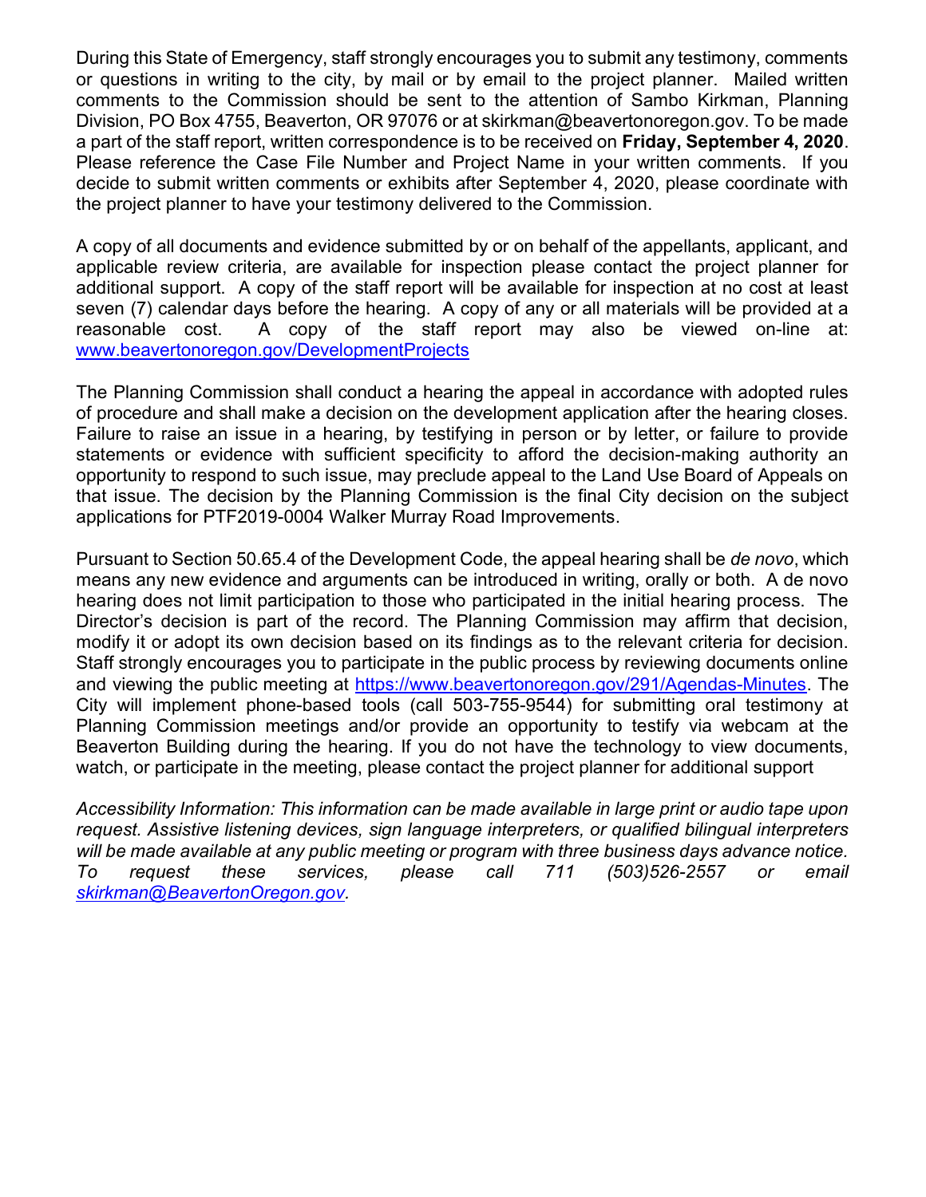During this State of Emergency, staff strongly encourages you to submit any testimony, comments or questions in writing to the city, by mail or by email to the project planner. Mailed written comments to the Commission should be sent to the attention of Sambo Kirkman, Planning Division, PO Box 4755, Beaverton, OR 97076 or at skirkman@beavertonoregon.gov. To be made a part of the staff report, written correspondence is to be received on **Friday, September 4, 2020**. Please reference the Case File Number and Project Name in your written comments. If you decide to submit written comments or exhibits after September 4, 2020, please coordinate with the project planner to have your testimony delivered to the Commission.

A copy of all documents and evidence submitted by or on behalf of the appellants, applicant, and applicable review criteria, are available for inspection please contact the project planner for additional support. A copy of the staff report will be available for inspection at no cost at least seven (7) calendar days before the hearing. A copy of any or all materials will be provided at a reasonable cost. A copy of the staff report may also be viewed on-line at: [www.beavertonoregon.gov/DevelopmentProjects](www.beavertonoregon.gov/DevelopmentProjects)

The Planning Commission shall conduct a hearing the appeal in accordance with adopted rules of procedure and shall make a decision on the development application after the hearing closes. Failure to raise an issue in a hearing, by testifying in person or by letter, or failure to provide statements or evidence with sufficient specificity to afford the decision-making authority an opportunity to respond to such issue, may preclude appeal to the Land Use Board of Appeals on that issue. The decision by the Planning Commission is the final City decision on the subject applications for PTF2019-0004 Walker Murray Road Improvements.

Pursuant to Section 50.65.4 of the Development Code, the appeal hearing shall be *de novo*, which means any new evidence and arguments can be introduced in writing, orally or both. A de novo hearing does not limit participation to those who participated in the initial hearing process. The Director's decision is part of the record. The Planning Commission may affirm that decision, modify it or adopt its own decision based on its findings as to the relevant criteria for decision. Staff strongly encourages you to participate in the public process by reviewing documents online and viewing the public meeting at [https://www.beavertonoregon.gov/291/Agendas-Minutes](https://www.beavertonoregon.gov/291/Agendas-Minutes). The City will implement phone-based tools (call 503-755-9544) for submitting oral testimony at Planning Commission meetings and/or provide an opportunity to testify via webcam at the Beaverton Building during the hearing. If you do not have the technology to view documents, watch, or participate in the meeting, please contact the project planner for additional support

*Accessibility Information: This information can be made available in large print or audio tape upon request. Assistive listening devices, sign language interpreters, or qualified bilingual interpreters will be made available at any public meeting or program with three business days advance notice. To request these services, please call 711 (503)526-2557 or email [skirkman@BeavertonOregon.gov](mailto:skirkman@BeavertonOregon.gov).*